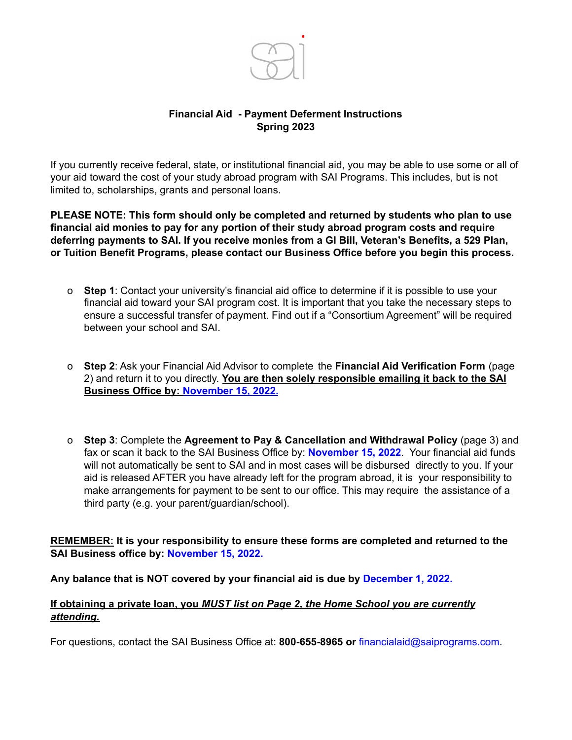## Financial Aid - Payment Deferment Instructions
## Spring 2023

If you currently receive federal, state, or institutional financial aid, you may be able to use some or all of your aid toward the cost of your study abroad program with SAI Programs. This includes, but is not limited to, scholarships, grants and personal loans.

**PLEASE NOTE: This form should only be completed and returned by students who plan to use financial aid monies to pay for any portion of their study abroad program costs and require deferring payments to SAI. If you receive monies from a GI Bill, Veteran's Benefits, a 529 Plan, or Tuition Benefit Programs, please contact our Business Office before you begin this process.**

- **Step 1**: Contact your university's financial aid office to determine if it is possible to use your financial aid toward your SAI program cost. It is important that you take the necessary steps to ensure a successful transfer of payment. Find out if a "Consortium Agreement" will be required between your school and SAI.

- **Step 2**: Ask your Financial Aid Advisor to complete the **Financial Aid Verification Form** (page 2) and return it to you directly. **You are then solely responsible emailing it back to the SAI Business Office by: November 15, 2022.**

- **Step 3**: Complete the **Agreement to Pay & Cancellation and Withdrawal Policy** (page 3) and fax or scan it back to the SAI Business Office by: **November 15, 2022**. Your financial aid funds will not automatically be sent to SAI and in most cases will be disbursed directly to you. If your aid is released AFTER you have already left for the program abroad, it is your responsibility to make arrangements for payment to be sent to our office. This may require the assistance of a third party (e.g. your parent/guardian/school).

**REMEMBER: It is your responsibility to ensure these forms are completed and returned to the SAI Business office by: November 15, 2022.**

**Any balance that is NOT covered by your financial aid is due by December 1, 2022.**

**If obtaining a private loan, you *MUST list on Page 2, the Home School you are currently attending.***

For questions, contact the SAI Business Office at: **800-655-8965 or** financialaid@saiprograms.com.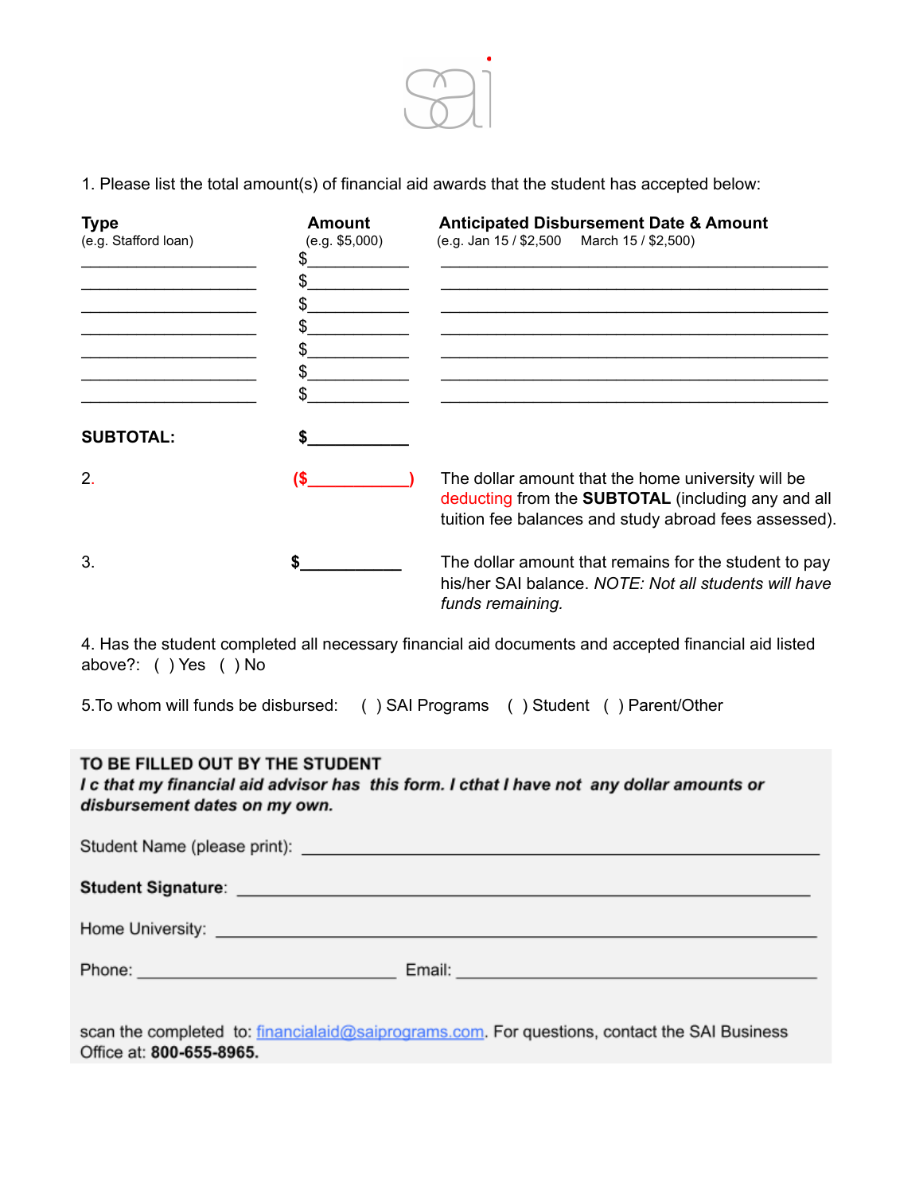1. Please list the total amount(s) of financial aid awards that the student has accepted below:

| **Type** (e.g. Stafford loan) | **Amount** (e.g. $5,000) | **Anticipated Disbursement Date & Amount** (e.g. Jan 15 / $2,500 March 15 / $2,500) |
|---|---|---|
| ____________________ | $__________ | ____________________________________________ |
| ____________________ | $__________ | ____________________________________________ |
| ____________________ | $__________ | ____________________________________________ |
| ____________________ | $__________ | ____________________________________________ |
| ____________________ | $__________ | ____________________________________________ |
| ____________________ | $__________ | ____________________________________________ |
| ____________________ | $__________ | ____________________________________________ |
| **SUBTOTAL:** | **$__________** | |
| 2. | **($__________)** | The dollar amount that the home university will be deducting from the **SUBTOTAL** (including any and all tuition fee balances and study abroad fees assessed). |
| 3. | **$__________** | The dollar amount that remains for the student to pay his/her SAI balance. *NOTE: Not all students will have funds remaining.* |

4. Has the student completed all necessary financial aid documents and accepted financial aid listed above?: ( ) Yes ( ) No

5.To whom will funds be disbursed: ( ) SAI Programs ( ) Student ( ) Parent/Other

**TO BE FILLED OUT BY THE STUDENT**

***I c that my financial aid advisor has this form. I cthat I have not any dollar amounts or disbursement dates on my own.***

Student Name (please print): ____________________________________________

**Student Signature**: ____________________________________________

Home University: ____________________________________________

Phone: ______________________ Email: ______________________________

scan the completed to: financialaid@saiprograms.com. For questions, contact the SAI Business Office at: **800-655-8965.**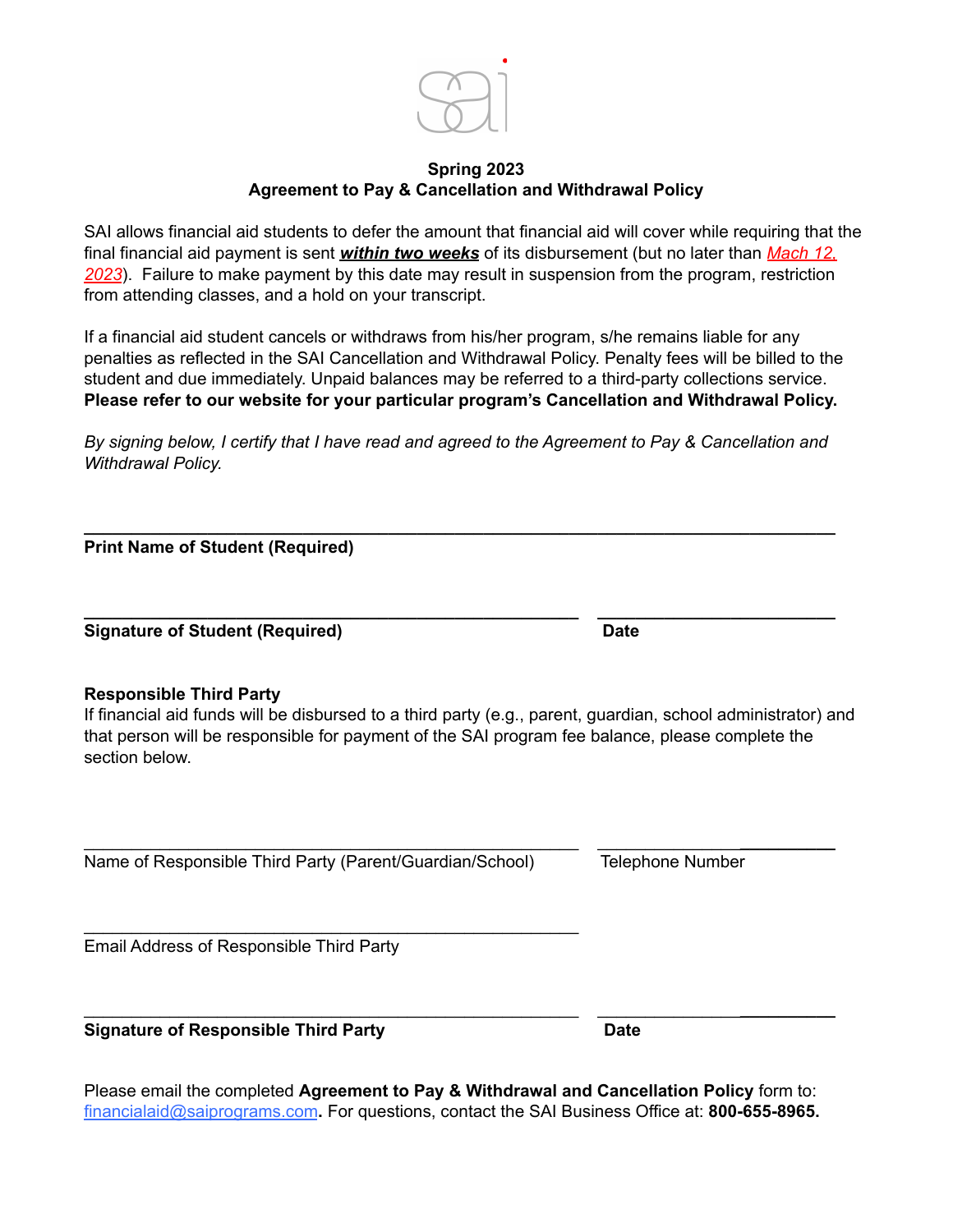**Spring 2023**
**Agreement to Pay & Cancellation and Withdrawal Policy**

SAI allows financial aid students to defer the amount that financial aid will cover while requiring that the final financial aid payment is sent ***within two weeks*** of its disbursement (but no later than *Mach 12, 2023*). Failure to make payment by this date may result in suspension from the program, restriction from attending classes, and a hold on your transcript.

If a financial aid student cancels or withdraws from his/her program, s/he remains liable for any penalties as reflected in the SAI Cancellation and Withdrawal Policy. Penalty fees will be billed to the student and due immediately. Unpaid balances may be referred to a third-party collections service. **Please refer to our website for your particular program's Cancellation and Withdrawal Policy.**

*By signing below, I certify that I have read and agreed to the Agreement to Pay & Cancellation and Withdrawal Policy.*

______________________________________________________________________

**Print Name of Student (Required)**

______________________________________________ ____________________

**Signature of Student (Required)** **Date**

**Responsible Third Party**
If financial aid funds will be disbursed to a third party (e.g., parent, guardian, school administrator) and that person will be responsible for payment of the SAI program fee balance, please complete the section below.

______________________________________________ ____________________

Name of Responsible Third Party (Parent/Guardian/School) Telephone Number

______________________________________________

Email Address of Responsible Third Party

______________________________________________ ____________________

**Signature of Responsible Third Party** **Date**

Please email the completed **Agreement to Pay & Withdrawal and Cancellation Policy** form to: financialaid@saiprograms.com**.** For questions, contact the SAI Business Office at: **800-655-8965.**